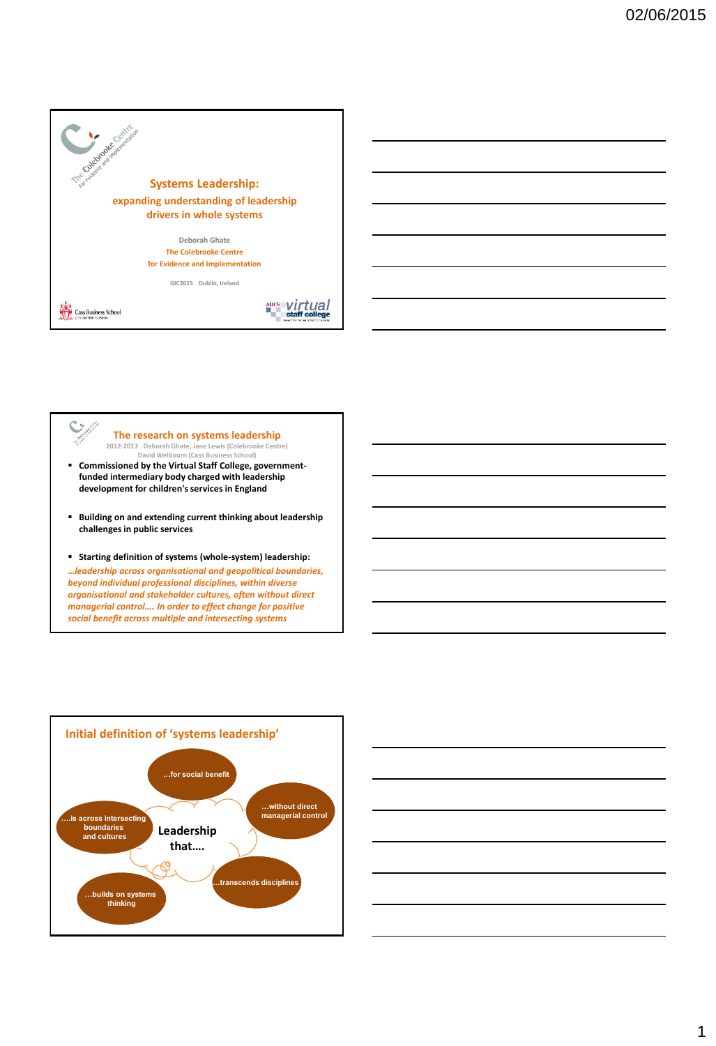# Systems Leadership:

## expanding understanding of leadership drivers in whole systems

Deborah Ghate

The Colebrooke Centre for Evidence and Implementation

GIC2015 Dublin, Ireland

Cass Business School

ADCS virtual staff college

---

## The research on systems leadership

2012-2013 Deborah Ghate, Jane Lewis (Colebrooke Centre)
David Welbourn (Cass Business School)

- **Commissioned by the Virtual Staff College, government-funded intermediary body charged with leadership development for children's services in England**
- **Building on and extending current thinking about leadership challenges in public services**
- **Starting definition of systems (whole-system) leadership:**

***…leadership across organisational and geopolitical boundaries, beyond individual professional disciplines, within diverse organisational and stakeholder cultures, often without direct managerial control…. In order to effect change for positive social benefit across multiple and intersecting systems***

---

## Initial definition of 'systems leadership'

**Leadership that….**

- …for social benefit
- …without direct managerial control
- ….is across intersecting boundaries and cultures
- …transcends disciplines
- …builds on systems thinking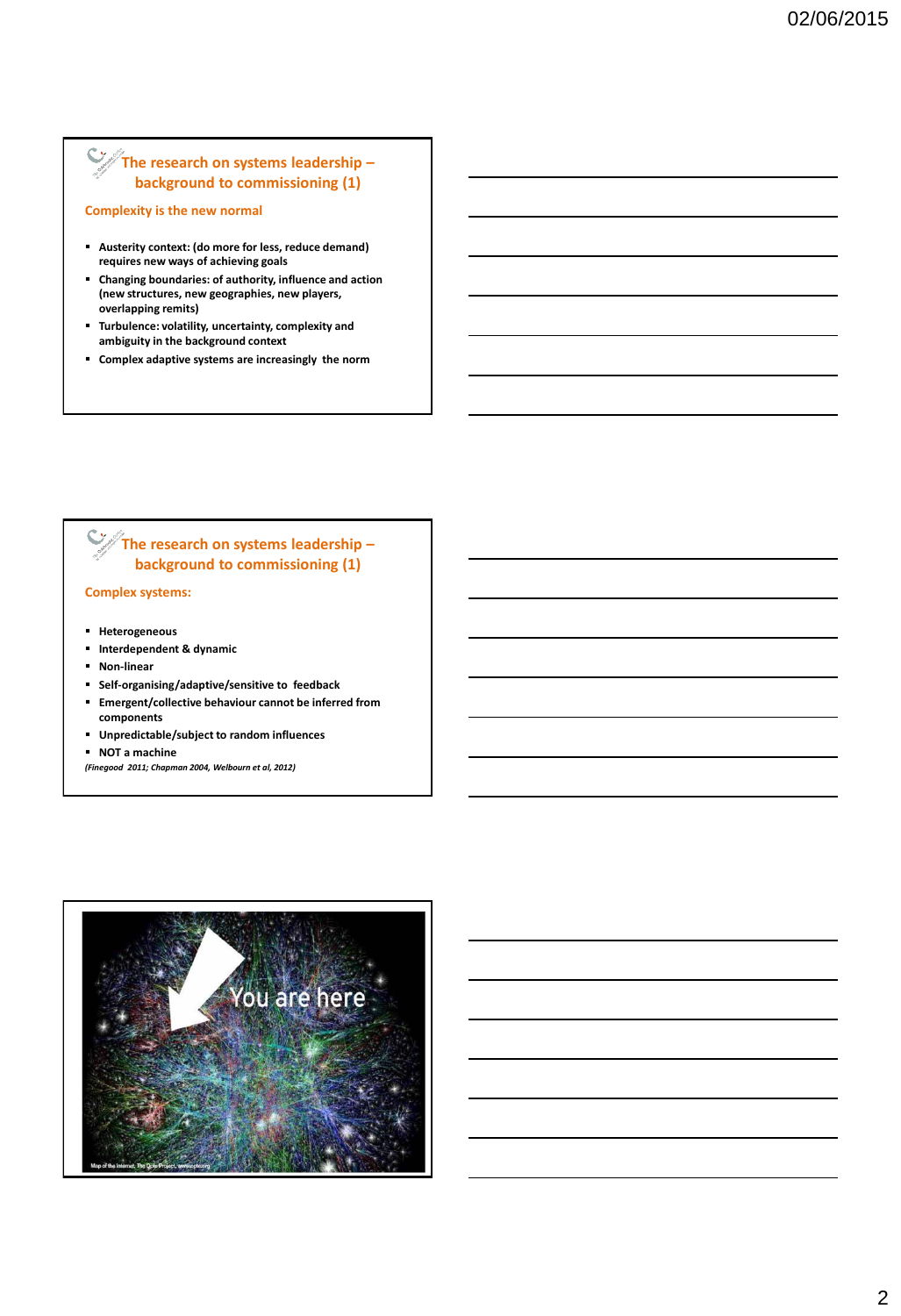## The research on systems leadership – background to commissioning (1)

### Complexity is the new normal

- **Austerity context: (do more for less, reduce demand) requires new ways of achieving goals**
- **Changing boundaries: of authority, influence and action (new structures, new geographies, new players, overlapping remits)**
- **Turbulence: volatility, uncertainty, complexity and ambiguity in the background context**
- **Complex adaptive systems are increasingly the norm**

## The research on systems leadership – background to commissioning (1)

### Complex systems:

- **Heterogeneous**
- **Interdependent & dynamic**
- **Non-linear**
- **Self-organising/adaptive/sensitive to feedback**
- **Emergent/collective behaviour cannot be inferred from components**
- **Unpredictable/subject to random influences**
- **NOT a machine**

*(Finegood 2011; Chapman 2004, Welbourn et al, 2012)*

You are here

Map of the Internet, The Opte Project, www.opte.org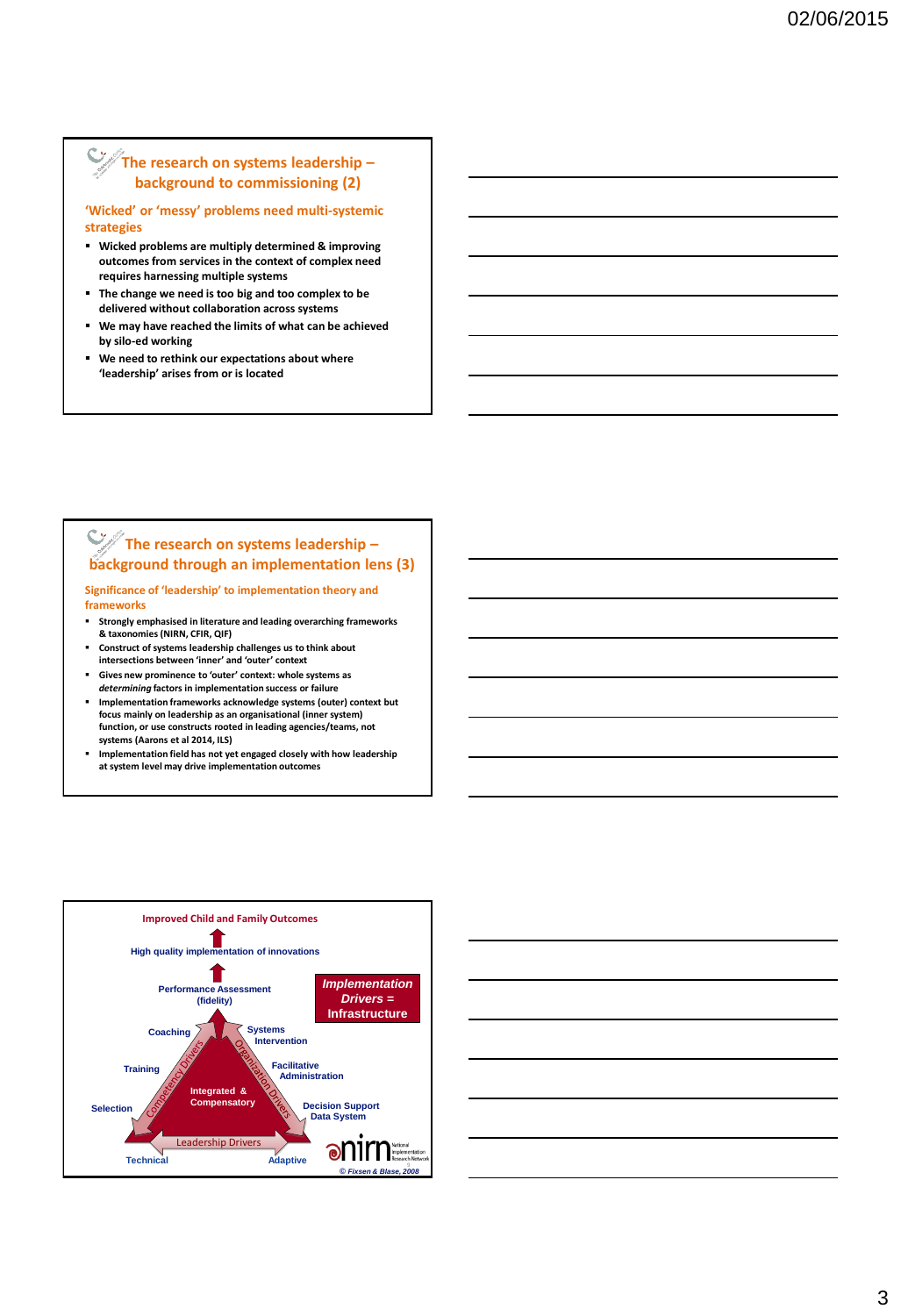## The research on systems leadership – background to commissioning (2)

### 'Wicked' or 'messy' problems need multi-systemic strategies

- Wicked problems are multiply determined & improving outcomes from services in the context of complex need requires harnessing multiple systems
- The change we need is too big and too complex to be delivered without collaboration across systems
- We may have reached the limits of what can be achieved by silo-ed working
- We need to rethink our expectations about where 'leadership' arises from or is located

## The research on systems leadership – background through an implementation lens (3)

### Significance of 'leadership' to implementation theory and frameworks

- Strongly emphasised in literature and leading overarching frameworks & taxonomies (NIRN, CFIR, QIF)
- Construct of systems leadership challenges us to think about intersections between 'inner' and 'outer' context
- Gives new prominence to 'outer' context: whole systems as *determining* factors in implementation success or failure
- Implementation frameworks acknowledge systems (outer) context but focus mainly on leadership as an organisational (inner system) function, or use constructs rooted in leading agencies/teams, not systems (Aarons et al 2014, ILS)
- Implementation field has not yet engaged closely with how leadership at system level may drive implementation outcomes

Improved Child and Family Outcomes

High quality implementation of innovations

Performance Assessment (fidelity)

***Implementation Drivers = Infrastructure***

Coaching

Training

Selection

Competency Drivers

Integrated & Compensatory

Organization Drivers

Systems Intervention

Facilitative Administration

Decision Support Data System

Leadership Drivers

Technical

Adaptive

nirn National Implementation Research Network

*© Fixsen & Blase, 2008*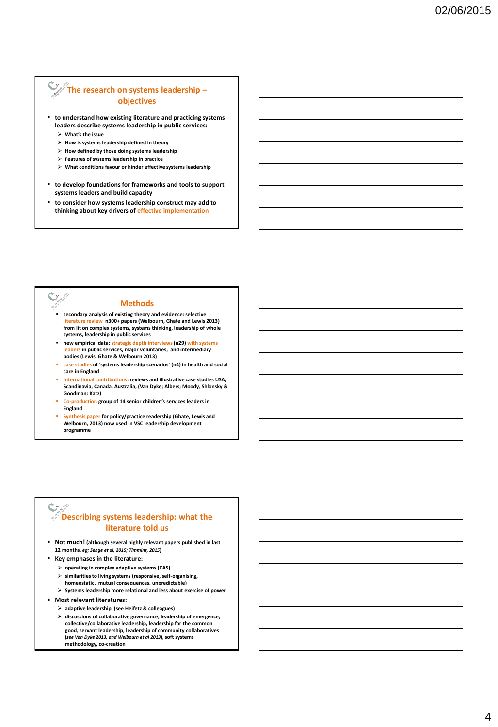## The research on systems leadership – objectives

- to understand how existing literature and practicing systems leaders describe systems leadership in public services:
  - What's the issue
  - How is systems leadership defined in theory
  - How defined by those doing systems leadership
  - Features of systems leadership in practice
  - What conditions favour or hinder effective systems leadership
- to develop foundations for frameworks and tools to support systems leaders and build capacity
- to consider how systems leadership construct may add to thinking about key drivers of effective implementation

## Methods

- secondary analysis of existing theory and evidence: selective literature review n300+ papers (Welbourn, Ghate and Lewis 2013) from lit on complex systems, systems thinking, leadership of whole systems, leadership in public services
- new empirical data: strategic depth interviews (n29) with systems leaders in public services, major voluntaries, and intermediary bodies (Lewis, Ghate & Welbourn 2013)
- case studies of 'systems leadership scenarios' (n4) in health and social care in England
- International contributions: reviews and illustrative case studies USA, Scandinavia, Canada, Australia, (Van Dyke; Albers; Moody, Shlonsky & Goodman; Katz)
- Co-production group of 14 senior children's services leaders in England
- Synthesis paper for policy/practice readership (Ghate, Lewis and Welbourn, 2013) now used in VSC leadership development programme

## Describing systems leadership: what the literature told us

- Not much! (although several highly relevant papers published in last 12 months, *eg; Senge et al, 2015; Timmins, 2015*)
- Key emphases in the literature:
  - operating in complex adaptive systems (CAS)
  - similarities to living systems (responsive, self-organising, homeostatic, mutual consequences, unpredictable)
  - Systems leadership more relational and less about exercise of power
- Most relevant literatures:
  - adaptive leadership (see Heifetz & colleagues)
  - discussions of collaborative governance, leadership of emergence, collective/collaborative leadership, leadership for the common good, servant leadership, leadership of community collaboratives (*see Van Dyke 2013, and Welbourn et al 2013*), soft systems methodology, co-creation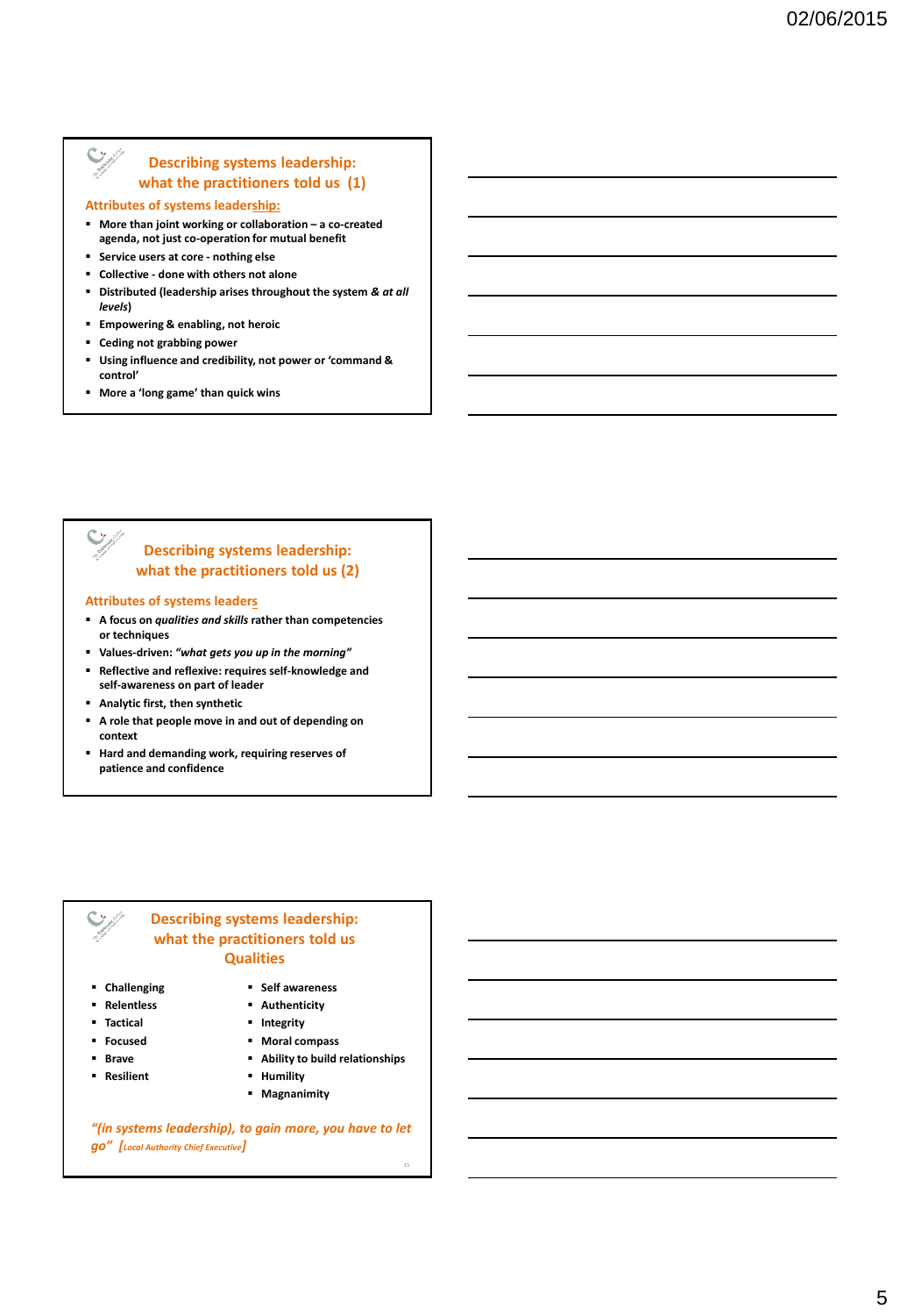## Describing systems leadership: what the practitioners told us (1)

### Attributes of systems leadership:

- **More than joint working or collaboration – a co-created agenda, not just co-operation for mutual benefit**
- **Service users at core - nothing else**
- **Collective - done with others not alone**
- **Distributed (leadership arises throughout the system *& at all levels*)**
- **Empowering & enabling, not heroic**
- **Ceding not grabbing power**
- **Using influence and credibility, not power or 'command & control'**
- **More a 'long game' than quick wins**

## Describing systems leadership: what the practitioners told us (2)

### Attributes of systems leaders

- **A focus on *qualities and skills* rather than competencies or techniques**
- **Values-driven: *"what gets you up in the morning"***
- **Reflective and reflexive: requires self-knowledge and self-awareness on part of leader**
- **Analytic first, then synthetic**
- **A role that people move in and out of depending on context**
- **Hard and demanding work, requiring reserves of patience and confidence**

## Describing systems leadership: what the practitioners told us Qualities

- **Challenging**
- **Relentless**
- **Tactical**
- **Focused**
- **Brave**
- **Resilient**
- **Self awareness**
- **Authenticity**
- **Integrity**
- **Moral compass**
- **Ability to build relationships**
- **Humility**
- **Magnanimity**

*"(in systems leadership), to gain more, you have to let go"* [Local Authority Chief Executive]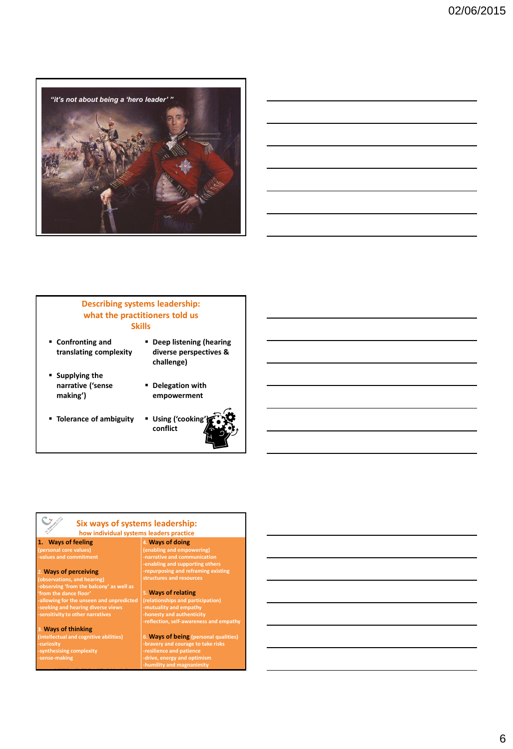*"it's not about being a 'hero leader' "*

## Describing systems leadership: what the practitioners told us

### Skills

- Confronting and translating complexity
- Supplying the narrative ('sense making')
- Tolerance of ambiguity
- Deep listening (hearing diverse perspectives & challenge)
- Delegation with empowerment
- Using ('cooking') conflict

## Six ways of systems leadership:

### how individual systems leaders practice

1. **Ways of feeling**
(personal core values)
-values and commitment

2. **Ways of perceiving**
(observations, and hearing)
-observing 'from the balcony' as well as 'from the dance floor'
-allowing for the unseen and unpredicted
-seeking and hearing diverse views
-sensitivity to other narratives

3. **Ways of thinking**
(intellectual and cognitive abilities)
-curiosity
-synthesising complexity
-sense-making

4. **Ways of doing**
(enabling and empowering)
-narrative and communication
-enabling and supporting others
-repurposing and reframing existing structures and resources

5. **Ways of relating**
(relationships and participation)
-mutuality and empathy
-honesty and authenticity
-reflection, self-awareness and empathy

6. **Ways of being** (personal qualities)
-bravery and courage to take risks
-resilience and patience
-drive, energy and optimism
-humility and magnanimity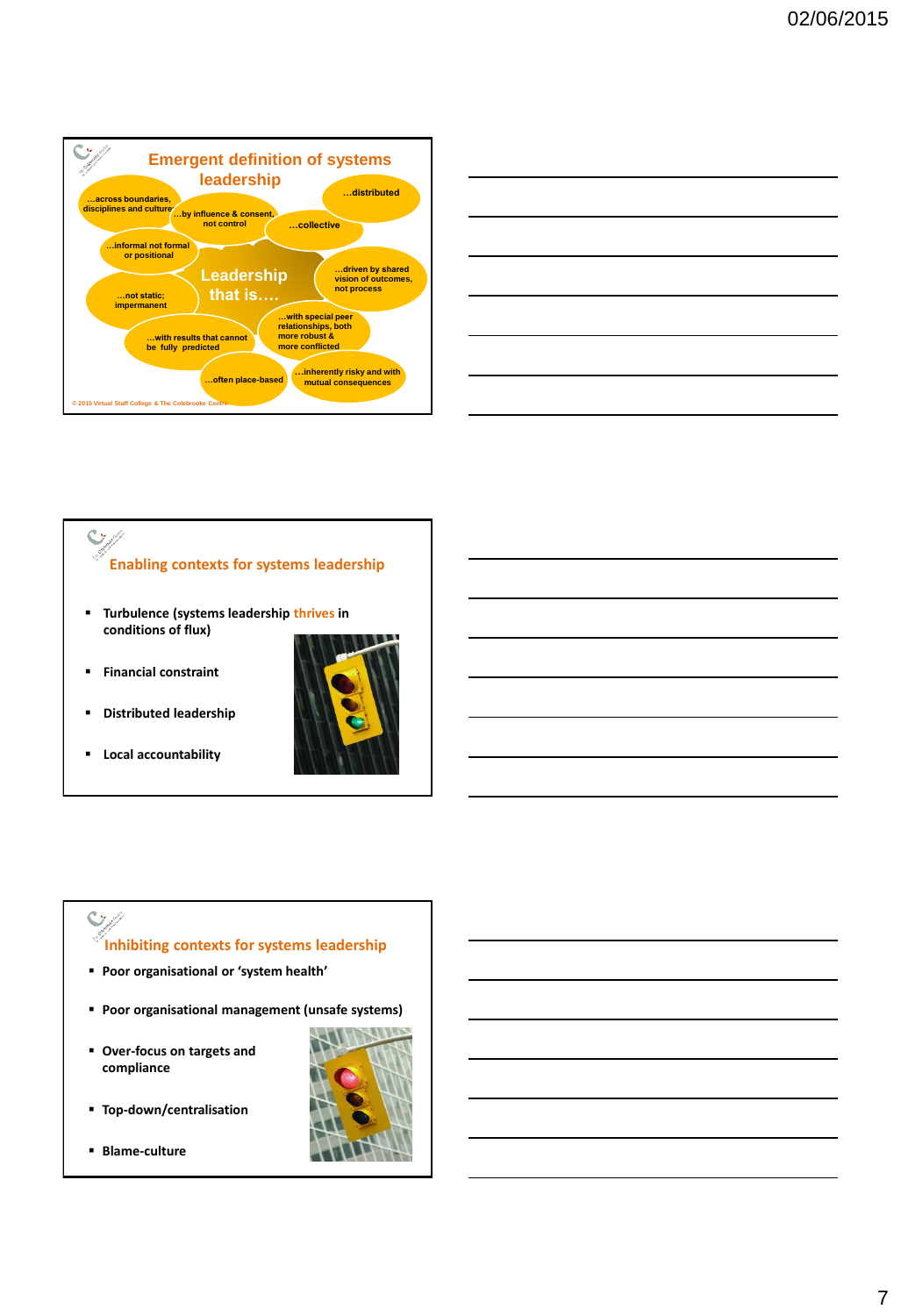## Emergent definition of systems leadership

**Leadership that is….**

- …across boundaries, disciplines and culture
- …by influence & consent, not control
- …distributed
- …collective
- …informal not formal or positional
- …driven by shared vision of outcomes, not process
- …not static; impermanent
- …with special peer relationships, both more robust & more conflicted
- …with results that cannot be fully predicted
- …often place-based
- …inherently risky and with mutual consequences

© 2015 Virtual Staff College & The Colebrooke Centre

## Enabling contexts for systems leadership

- Turbulence (systems leadership thrives in conditions of flux)
- Financial constraint
- Distributed leadership
- Local accountability

## Inhibiting contexts for systems leadership

- Poor organisational or ‘system health’
- Poor organisational management (unsafe systems)
- Over-focus on targets and compliance
- Top-down/centralisation
- Blame-culture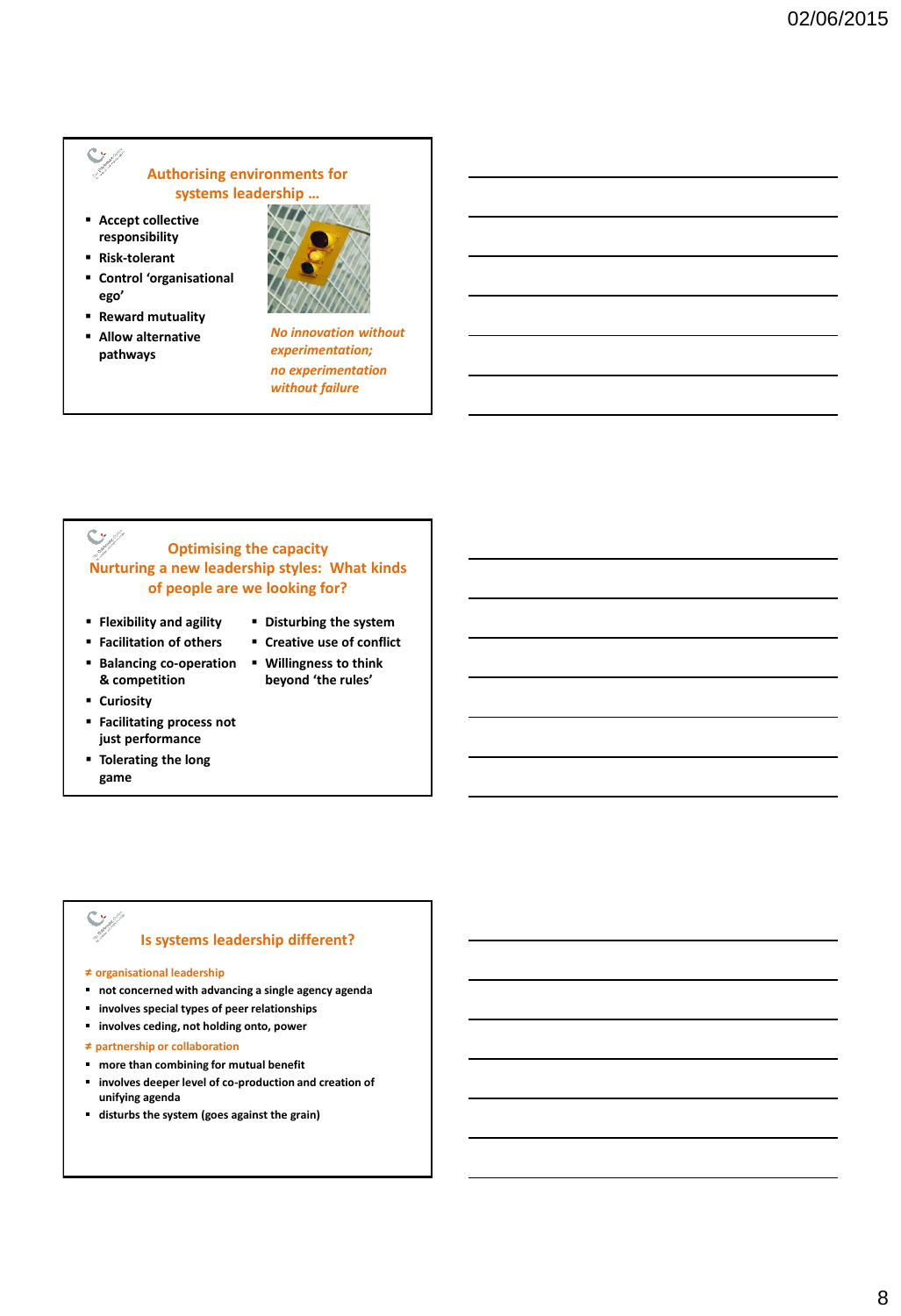## Authorising environments for systems leadership …

- Accept collective responsibility
- Risk-tolerant
- Control 'organisational ego'
- Reward mutuality
- Allow alternative pathways

*No innovation without experimentation;*
*no experimentation without failure*

## Optimising the capacity
## Nurturing a new leadership styles: What kinds of people are we looking for?

- Flexibility and agility
- Facilitation of others
- Balancing co-operation & competition
- Curiosity
- Facilitating process not just performance
- Tolerating the long game
- Disturbing the system
- Creative use of conflict
- Willingness to think beyond 'the rules'

## Is systems leadership different?

≠ organisational leadership

- not concerned with advancing a single agency agenda
- involves special types of peer relationships
- involves ceding, not holding onto, power

≠ partnership or collaboration

- more than combining for mutual benefit
- involves deeper level of co-production and creation of unifying agenda
- disturbs the system (goes against the grain)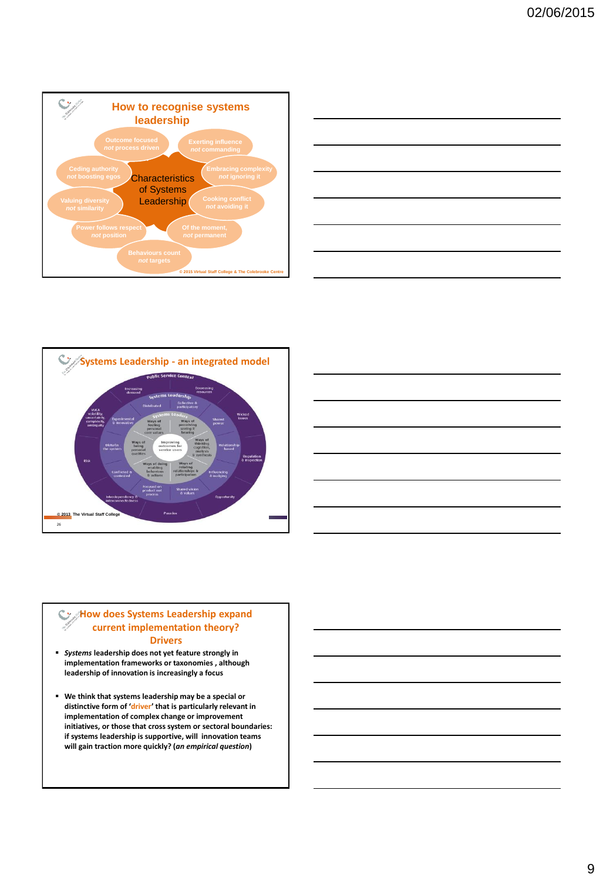## How to recognise systems leadership

Characteristics of Systems Leadership

- Outcome focused *not* process driven
- Exerting influence *not* commanding
- Embracing complexity *not* ignoring it
- Cooking conflict *not* avoiding it
- Of the moment, *not* permanent
- Behaviours count *not* targets
- Power follows respect *not* position
- Valuing diversity *not* similarity
- Ceding authority *not* boosting egos

© 2015 Virtual Staff College & The Colebrooke Centre

## Systems Leadership - an integrated model

Public Service Context: Increasing demand; Decreasing resources; Wicked issues; Regulation & inspection; Opportunity; Paradox; Interdependency & interconnectedness; Risk; VUCA volatility, uncertainty, complexity, ambiguity

Systems Leadership: Distributed; Collective & participatory; Shared power; Relationship based; Influencing & nudging; Shared vision & values; Focused on product not process; Conflicted & contested; Disturbs the system; Experimental & innovative

Systems Leaders: Ways of feeling personal core values; Ways of perceiving seeing & hearing; Ways of thinking cognition, analysis & synthesis; Ways of relating relationships & participation; Ways of doing enabling behaviours & actions; Ways of being personal qualities

Improving outcomes for service users

© 2013 The Virtual Staff College

## How does Systems Leadership expand current implementation theory? Drivers

- ***Systems*** **leadership does not yet feature strongly in implementation frameworks or taxonomies , although leadership of innovation is increasingly a focus**
- **We think that systems leadership may be a special or distinctive form of 'driver' that is particularly relevant in implementation of complex change or improvement initiatives, or those that cross system or sectoral boundaries: if systems leadership is supportive, will innovation teams will gain traction more quickly? (*an empirical question*)**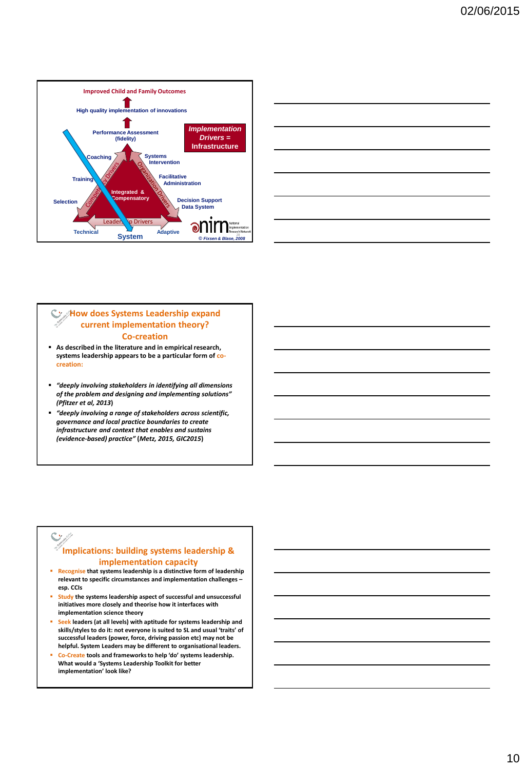Improved Child and Family Outcomes

High quality implementation of innovations

Performance Assessment (fidelity)

Implementation Drivers = Infrastructure

Coaching

Systems Intervention

Training

Competency Drivers

Organization Drivers

Facilitative Administration

Integrated & Compensatory

Selection

Decision Support Data System

Leadership Drivers

Technical

Adaptive

System

nirn National Implementation Research Network

© Fixsen & Blase, 2008

## How does Systems Leadership expand current implementation theory? Co-creation

- As described in the literature and in empirical research, systems leadership appears to be a particular form of co-creation:
- *"deeply involving stakeholders in identifying all dimensions of the problem and designing and implementing solutions" (Pfitzer et al, 2013)*
- *"deeply involving a range of stakeholders across scientific, governance and local practice boundaries to create infrastructure and context that enables and sustains (evidence-based) practice" (Metz, 2015, GIC2015)*

## Implications: building systems leadership & implementation capacity

- **Recognise** that systems leadership is a distinctive form of leadership relevant to specific circumstances and implementation challenges – esp. CCIs
- **Study** the systems leadership aspect of successful and unsuccessful initiatives more closely and theorise how it interfaces with implementation science theory
- **Seek** leaders (at all levels) with aptitude for systems leadership and skills/styles to do it: not everyone is suited to SL and usual 'traits' of successful leaders (power, force, driving passion etc) may not be helpful. System Leaders may be different to organisational leaders.
- **Co-Create** tools and frameworks to help 'do' systems leadership. What would a 'Systems Leadership Toolkit for better implementation' look like?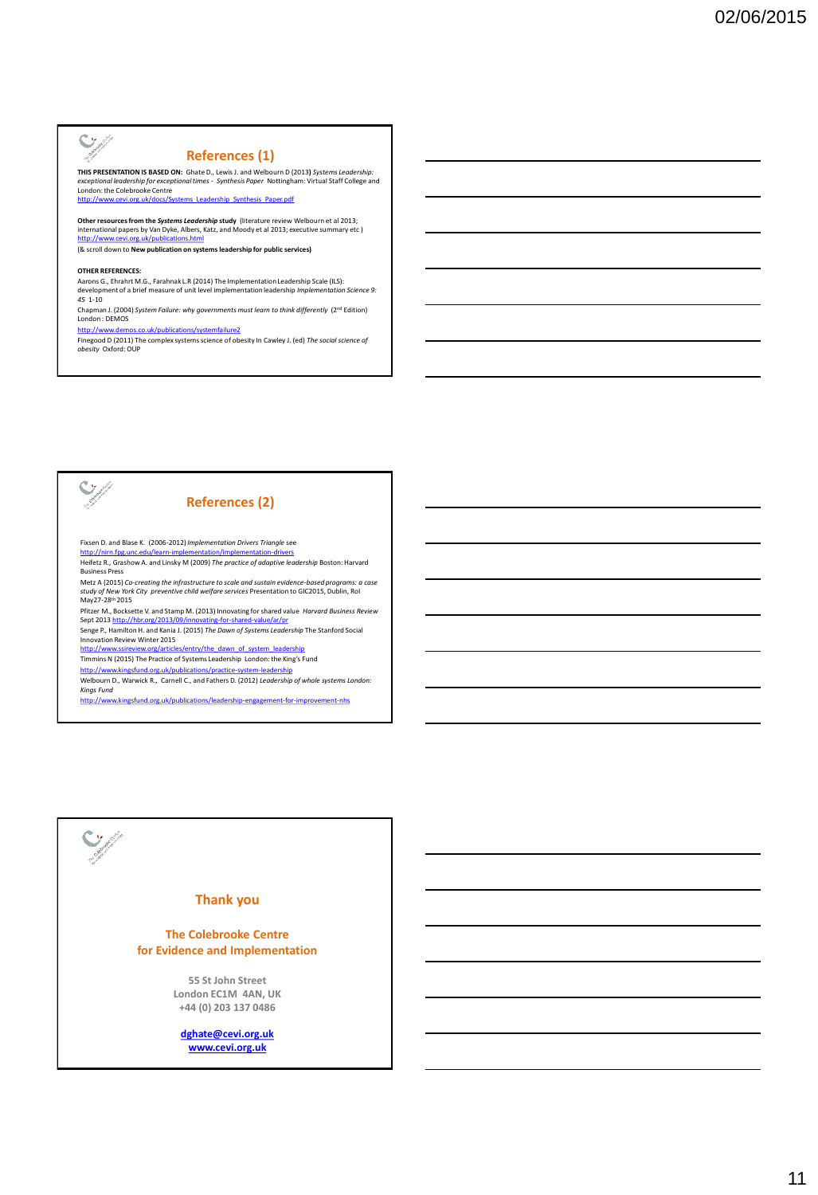## References (1)

**THIS PRESENTATION IS BASED ON:** Ghate D., Lewis J. and Welbourn D (2013**)** *Systems Leadership: exceptional leadership for exceptional times - Synthesis Paper* Nottingham: Virtual Staff College and London: the Colebrooke Centre
http://www.cevi.org.uk/docs/Systems_Leadership_Synthesis_Paper.pdf

**Other resources from the** ***Systems Leadership*** **study** (literature review Welbourn et al 2013; international papers by Van Dyke, Albers, Katz, and Moody et al 2013; executive summary etc )
http://www.cevi.org.uk/publications.html
(& scroll down to **New publication on systems leadership for public services)**

**OTHER REFERENCES:**

Aarons G., Ehrahrt M.G., Farahnak L.R (2014) The Implementation Leadership Scale (ILS): development of a brief measure of unit level implementation leadership *Implementation Science 9: 45* 1-10

Chapman J. (2004) *System Failure: why governments must learn to think differently* (2nd Edition) London : DEMOS
http://www.demos.co.uk/publications/systemfailure2

Finegood D (2011) The complex systems science of obesity In Cawley J. (ed) *The social science of obesity* Oxford: OUP

## References (2)

Fixsen D. and Blase K. (2006-2012) *Implementation Drivers Triangle* see
http://nirn.fpg.unc.edu/learn-implementation/implementation-drivers

Heifetz R., Grashow A. and Linsky M (2009) *The practice of adaptive leadership* Boston: Harvard Business Press

Metz A (2015) *Co-creating the infrastructure to scale and sustain evidence-based programs: a case study of New York City preventive child welfare services* Presentation to GIC2015, Dublin, RoI May27-28th 2015

Pfitzer M., Bocksette V. and Stamp M. (2013) Innovating for shared value *Harvard Business Review* Sept 2013 http://hbr.org/2013/09/innovating-for-shared-value/ar/pr

Senge P., Hamilton H. and Kania J. (2015) *The Dawn of Systems Leadership* The Stanford Social Innovation Review Winter 2015
http://www.ssireview.org/articles/entry/the_dawn_of_system_leadership

Timmins N (2015) The Practice of Systems Leadership London: the King's Fund
http://www.kingsfund.org.uk/publications/practice-system-leadership

Welbourn D., Warwick R., Carnell C., and Fathers D. (2012) *Leadership of whole systems London: Kings Fund*
http://www.kingsfund.org.uk/publications/leadership-engagement-for-improvement-nhs

## Thank you

**The Colebrooke Centre for Evidence and Implementation**

**55 St John Street**
**London EC1M 4AN, UK**
**+44 (0) 203 137 0486**

**dghate@cevi.org.uk**
**www.cevi.org.uk**